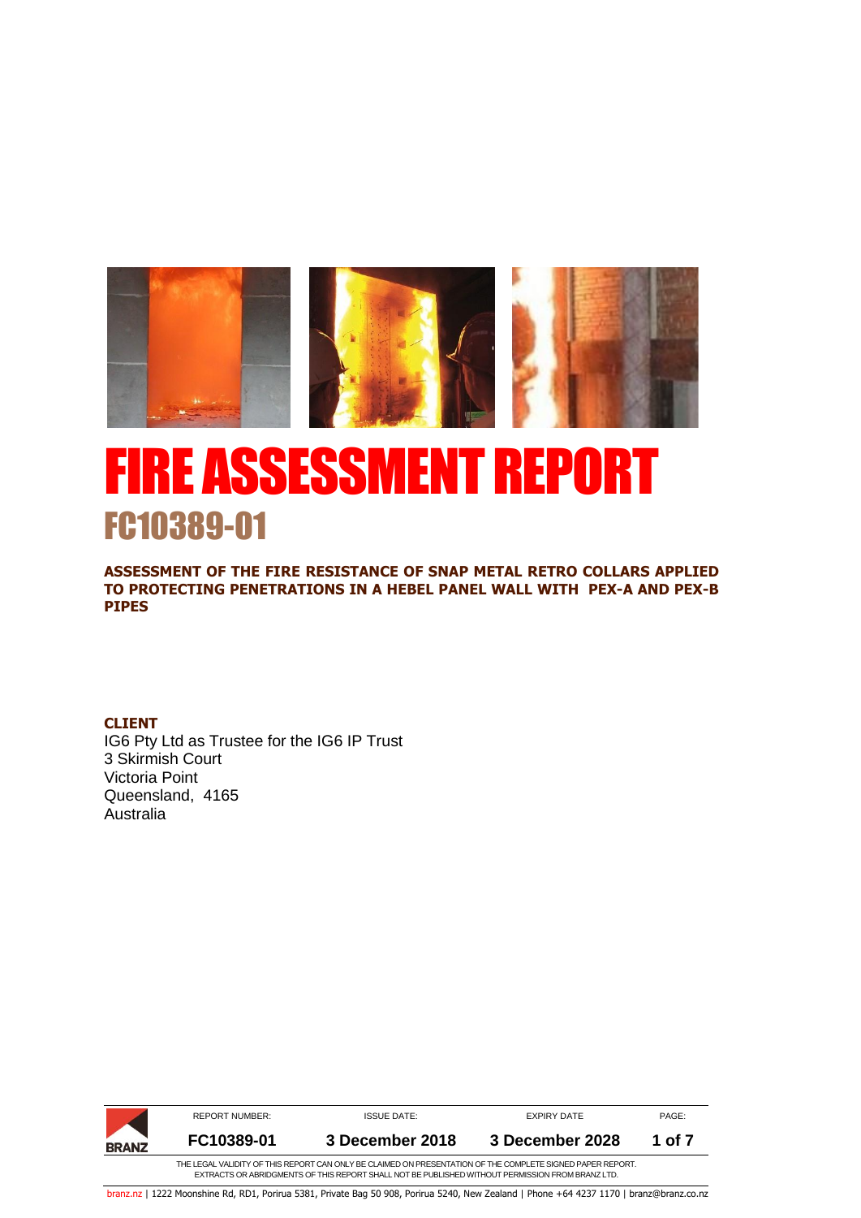# FIRE ASSESSMENT REPORT

## FC10389-01

**ASSESSMENT OF THE FIRE RESISTANCE OF SNAP METAL RETRO COLLARS APPLIED TO PROTECTING PENETRATIONS IN A HEBEL PANEL WALL WITH PEX-A AND PEX-B PIPES**

**CLIENT**

IG6 Pty Ltd as Trustee for the IG6 IP Trust
3 Skirmish Court
Victoria Point
Queensland, 4165
Australia

| REPORT NUMBER: | ISSUE DATE: | EXPIRY DATE | PAGE: |
|---|---|---|---|
| **FC10389-01** | **3 December 2018** | **3 December 2028** | **1 of 7** |

THE LEGAL VALIDITY OF THIS REPORT CAN ONLY BE CLAIMED ON PRESENTATION OF THE COMPLETE SIGNED PAPER REPORT. EXTRACTS OR ABRIDGMENTS OF THIS REPORT SHALL NOT BE PUBLISHED WITHOUT PERMISSION FROM BRANZ LTD.

branz.nz | 1222 Moonshine Rd, RD1, Porirua 5381, Private Bag 50 908, Porirua 5240, New Zealand | Phone +64 4237 1170 | branz@branz.co.nz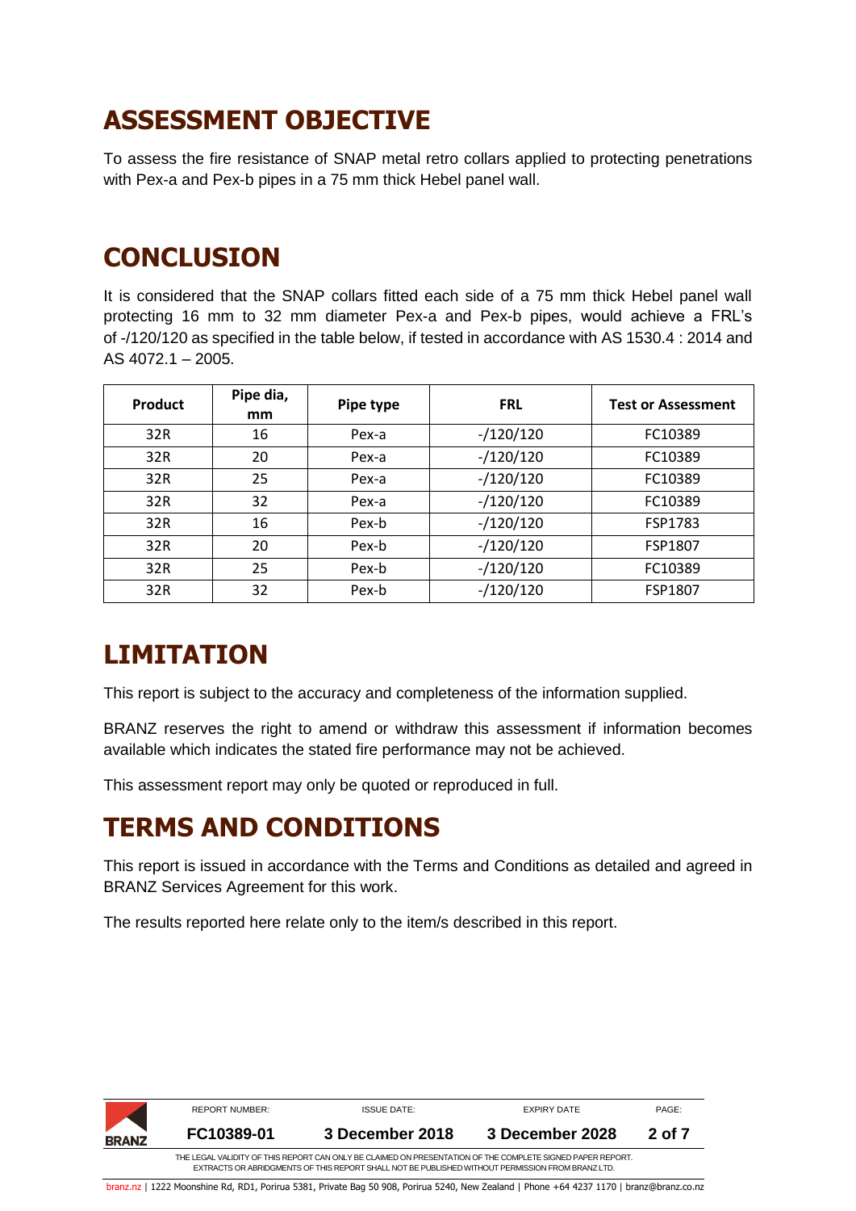# ASSESSMENT OBJECTIVE

To assess the fire resistance of SNAP metal retro collars applied to protecting penetrations with Pex-a and Pex-b pipes in a 75 mm thick Hebel panel wall.

# CONCLUSION

It is considered that the SNAP collars fitted each side of a 75 mm thick Hebel panel wall protecting 16 mm to 32 mm diameter Pex-a and Pex-b pipes, would achieve a FRL's of -/120/120 as specified in the table below, if tested in accordance with AS 1530.4 : 2014 and AS 4072.1 – 2005.

| Product | Pipe dia, mm | Pipe type | FRL | Test or Assessment |
|---|---|---|---|---|
| 32R | 16 | Pex-a | -/120/120 | FC10389 |
| 32R | 20 | Pex-a | -/120/120 | FC10389 |
| 32R | 25 | Pex-a | -/120/120 | FC10389 |
| 32R | 32 | Pex-a | -/120/120 | FC10389 |
| 32R | 16 | Pex-b | -/120/120 | FSP1783 |
| 32R | 20 | Pex-b | -/120/120 | FSP1807 |
| 32R | 25 | Pex-b | -/120/120 | FC10389 |
| 32R | 32 | Pex-b | -/120/120 | FSP1807 |

# LIMITATION

This report is subject to the accuracy and completeness of the information supplied.

BRANZ reserves the right to amend or withdraw this assessment if information becomes available which indicates the stated fire performance may not be achieved.

This assessment report may only be quoted or reproduced in full.

# TERMS AND CONDITIONS

This report is issued in accordance with the Terms and Conditions as detailed and agreed in BRANZ Services Agreement for this work.

The results reported here relate only to the item/s described in this report.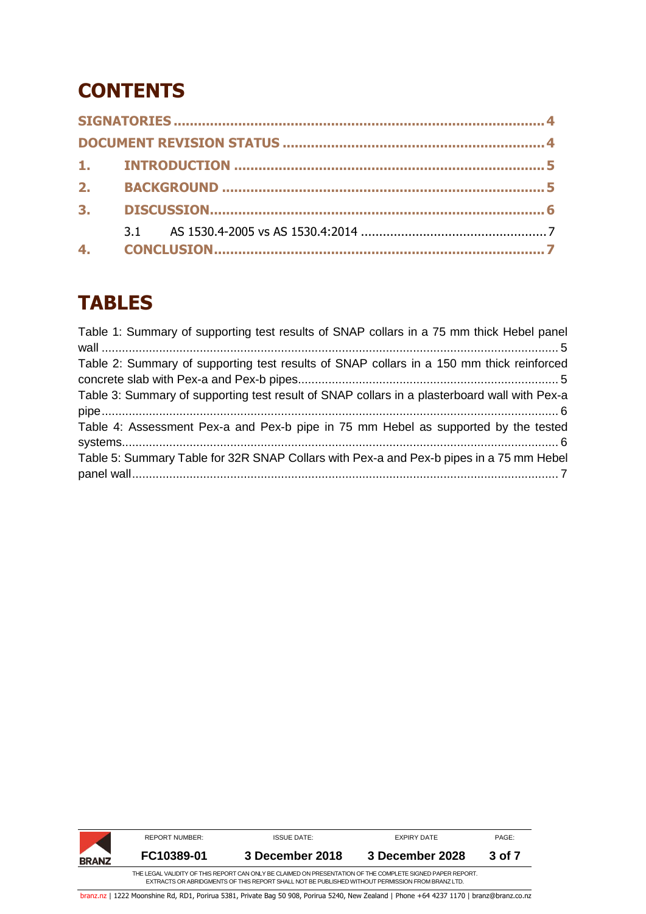# CONTENTS

**SIGNATORIES** ..... 4

**DOCUMENT REVISION STATUS** ..... 4

**1. INTRODUCTION** ..... 5

**2. BACKGROUND** ..... 5

**3. DISCUSSION** ..... 6

3.1 AS 1530.4-2005 vs AS 1530.4:2014 ..... 7

**4. CONCLUSION** ..... 7

# TABLES

Table 1: Summary of supporting test results of SNAP collars in a 75 mm thick Hebel panel wall ..... 5

Table 2: Summary of supporting test results of SNAP collars in a 150 mm thick reinforced concrete slab with Pex-a and Pex-b pipes ..... 5

Table 3: Summary of supporting test result of SNAP collars in a plasterboard wall with Pex-a pipe ..... 6

Table 4: Assessment Pex-a and Pex-b pipe in 75 mm Hebel as supported by the tested systems ..... 6

Table 5: Summary Table for 32R SNAP Collars with Pex-a and Pex-b pipes in a 75 mm Hebel panel wall ..... 7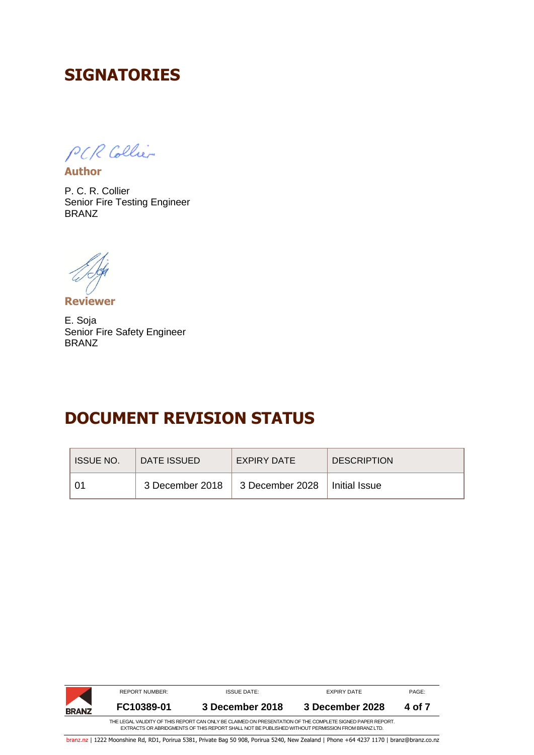# SIGNATORIES

**Author**

P. C. R. Collier
Senior Fire Testing Engineer
BRANZ

**Reviewer**

E. Soja
Senior Fire Safety Engineer
BRANZ

# DOCUMENT REVISION STATUS

| ISSUE NO. | DATE ISSUED | EXPIRY DATE | DESCRIPTION |
|---|---|---|---|
| 01 | 3 December 2018 | 3 December 2028 | Initial Issue |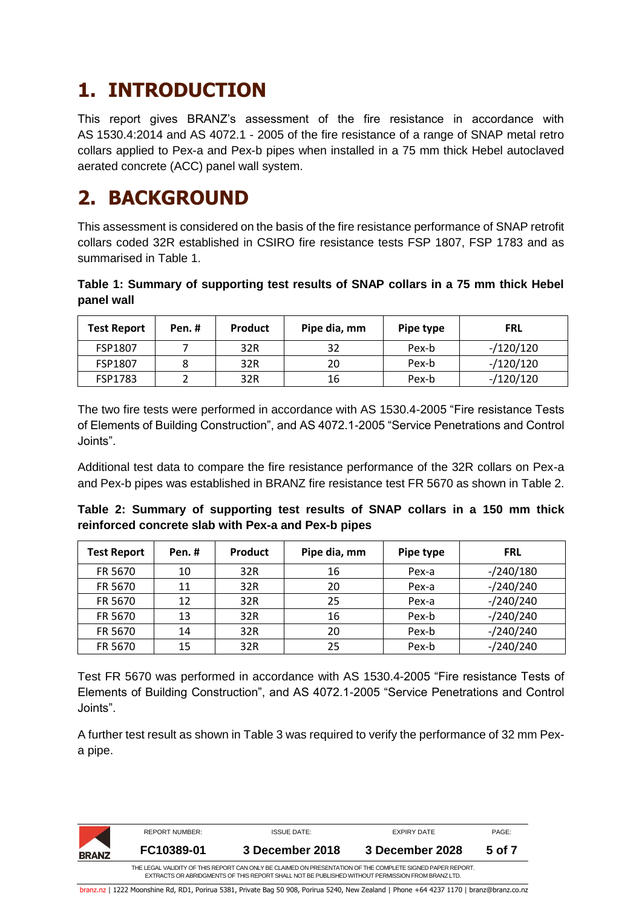# 1. INTRODUCTION

This report gives BRANZ's assessment of the fire resistance in accordance with AS 1530.4:2014 and AS 4072.1 - 2005 of the fire resistance of a range of SNAP metal retro collars applied to Pex-a and Pex-b pipes when installed in a 75 mm thick Hebel autoclaved aerated concrete (ACC) panel wall system.

# 2. BACKGROUND

This assessment is considered on the basis of the fire resistance performance of SNAP retrofit collars coded 32R established in CSIRO fire resistance tests FSP 1807, FSP 1783 and as summarised in Table 1.

**Table 1: Summary of supporting test results of SNAP collars in a 75 mm thick Hebel panel wall**

| Test Report | Pen. # | Product | Pipe dia, mm | Pipe type | FRL |
|---|---|---|---|---|---|
| FSP1807 | 7 | 32R | 32 | Pex-b | -/120/120 |
| FSP1807 | 8 | 32R | 20 | Pex-b | -/120/120 |
| FSP1783 | 2 | 32R | 16 | Pex-b | -/120/120 |

The two fire tests were performed in accordance with AS 1530.4-2005 "Fire resistance Tests of Elements of Building Construction", and AS 4072.1-2005 "Service Penetrations and Control Joints".

Additional test data to compare the fire resistance performance of the 32R collars on Pex-a and Pex-b pipes was established in BRANZ fire resistance test FR 5670 as shown in Table 2.

**Table 2: Summary of supporting test results of SNAP collars in a 150 mm thick reinforced concrete slab with Pex-a and Pex-b pipes**

| Test Report | Pen. # | Product | Pipe dia, mm | Pipe type | FRL |
|---|---|---|---|---|---|
| FR 5670 | 10 | 32R | 16 | Pex-a | -/240/180 |
| FR 5670 | 11 | 32R | 20 | Pex-a | -/240/240 |
| FR 5670 | 12 | 32R | 25 | Pex-a | -/240/240 |
| FR 5670 | 13 | 32R | 16 | Pex-b | -/240/240 |
| FR 5670 | 14 | 32R | 20 | Pex-b | -/240/240 |
| FR 5670 | 15 | 32R | 25 | Pex-b | -/240/240 |

Test FR 5670 was performed in accordance with AS 1530.4-2005 "Fire resistance Tests of Elements of Building Construction", and AS 4072.1-2005 "Service Penetrations and Control Joints".

A further test result as shown in Table 3 was required to verify the performance of 32 mm Pex-a pipe.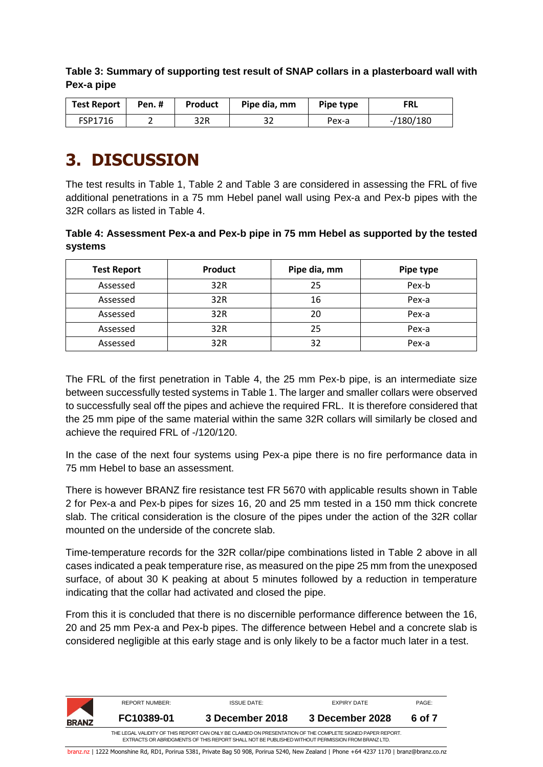**Table 3: Summary of supporting test result of SNAP collars in a plasterboard wall with Pex-a pipe**

| Test Report | Pen. # | Product | Pipe dia, mm | Pipe type | FRL |
|---|---|---|---|---|---|
| FSP1716 | 2 | 32R | 32 | Pex-a | -/180/180 |

# 3. DISCUSSION

The test results in Table 1, Table 2 and Table 3 are considered in assessing the FRL of five additional penetrations in a 75 mm Hebel panel wall using Pex-a and Pex-b pipes with the 32R collars as listed in Table 4.

**Table 4: Assessment Pex-a and Pex-b pipe in 75 mm Hebel as supported by the tested systems**

| Test Report | Product | Pipe dia, mm | Pipe type |
|---|---|---|---|
| Assessed | 32R | 25 | Pex-b |
| Assessed | 32R | 16 | Pex-a |
| Assessed | 32R | 20 | Pex-a |
| Assessed | 32R | 25 | Pex-a |
| Assessed | 32R | 32 | Pex-a |

The FRL of the first penetration in Table 4, the 25 mm Pex-b pipe, is an intermediate size between successfully tested systems in Table 1. The larger and smaller collars were observed to successfully seal off the pipes and achieve the required FRL. It is therefore considered that the 25 mm pipe of the same material within the same 32R collars will similarly be closed and achieve the required FRL of -/120/120.

In the case of the next four systems using Pex-a pipe there is no fire performance data in 75 mm Hebel to base an assessment.

There is however BRANZ fire resistance test FR 5670 with applicable results shown in Table 2 for Pex-a and Pex-b pipes for sizes 16, 20 and 25 mm tested in a 150 mm thick concrete slab. The critical consideration is the closure of the pipes under the action of the 32R collar mounted on the underside of the concrete slab.

Time-temperature records for the 32R collar/pipe combinations listed in Table 2 above in all cases indicated a peak temperature rise, as measured on the pipe 25 mm from the unexposed surface, of about 30 K peaking at about 5 minutes followed by a reduction in temperature indicating that the collar had activated and closed the pipe.

From this it is concluded that there is no discernible performance difference between the 16, 20 and 25 mm Pex-a and Pex-b pipes. The difference between Hebel and a concrete slab is considered negligible at this early stage and is only likely to be a factor much later in a test.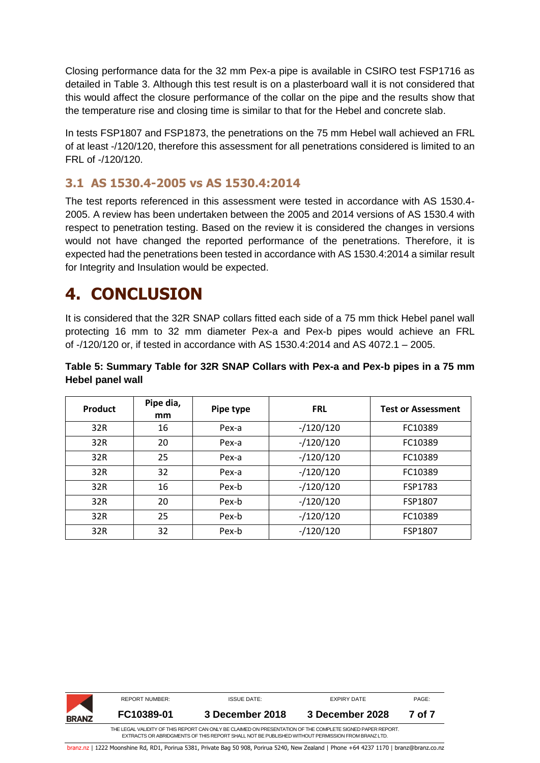Closing performance data for the 32 mm Pex-a pipe is available in CSIRO test FSP1716 as detailed in Table 3. Although this test result is on a plasterboard wall it is not considered that this would affect the closure performance of the collar on the pipe and the results show that the temperature rise and closing time is similar to that for the Hebel and concrete slab.

In tests FSP1807 and FSP1873, the penetrations on the 75 mm Hebel wall achieved an FRL of at least -/120/120, therefore this assessment for all penetrations considered is limited to an FRL of -/120/120.

### 3.1 AS 1530.4-2005 vs AS 1530.4:2014

The test reports referenced in this assessment were tested in accordance with AS 1530.4-2005. A review has been undertaken between the 2005 and 2014 versions of AS 1530.4 with respect to penetration testing. Based on the review it is considered the changes in versions would not have changed the reported performance of the penetrations. Therefore, it is expected had the penetrations been tested in accordance with AS 1530.4:2014 a similar result for Integrity and Insulation would be expected.

# 4. CONCLUSION

It is considered that the 32R SNAP collars fitted each side of a 75 mm thick Hebel panel wall protecting 16 mm to 32 mm diameter Pex-a and Pex-b pipes would achieve an FRL of -/120/120 or, if tested in accordance with AS 1530.4:2014 and AS 4072.1 – 2005.

**Table 5: Summary Table for 32R SNAP Collars with Pex-a and Pex-b pipes in a 75 mm Hebel panel wall**

| Product | Pipe dia, mm | Pipe type | FRL | Test or Assessment |
|---|---|---|---|---|
| 32R | 16 | Pex-a | -/120/120 | FC10389 |
| 32R | 20 | Pex-a | -/120/120 | FC10389 |
| 32R | 25 | Pex-a | -/120/120 | FC10389 |
| 32R | 32 | Pex-a | -/120/120 | FC10389 |
| 32R | 16 | Pex-b | -/120/120 | FSP1783 |
| 32R | 20 | Pex-b | -/120/120 | FSP1807 |
| 32R | 25 | Pex-b | -/120/120 | FC10389 |
| 32R | 32 | Pex-b | -/120/120 | FSP1807 |